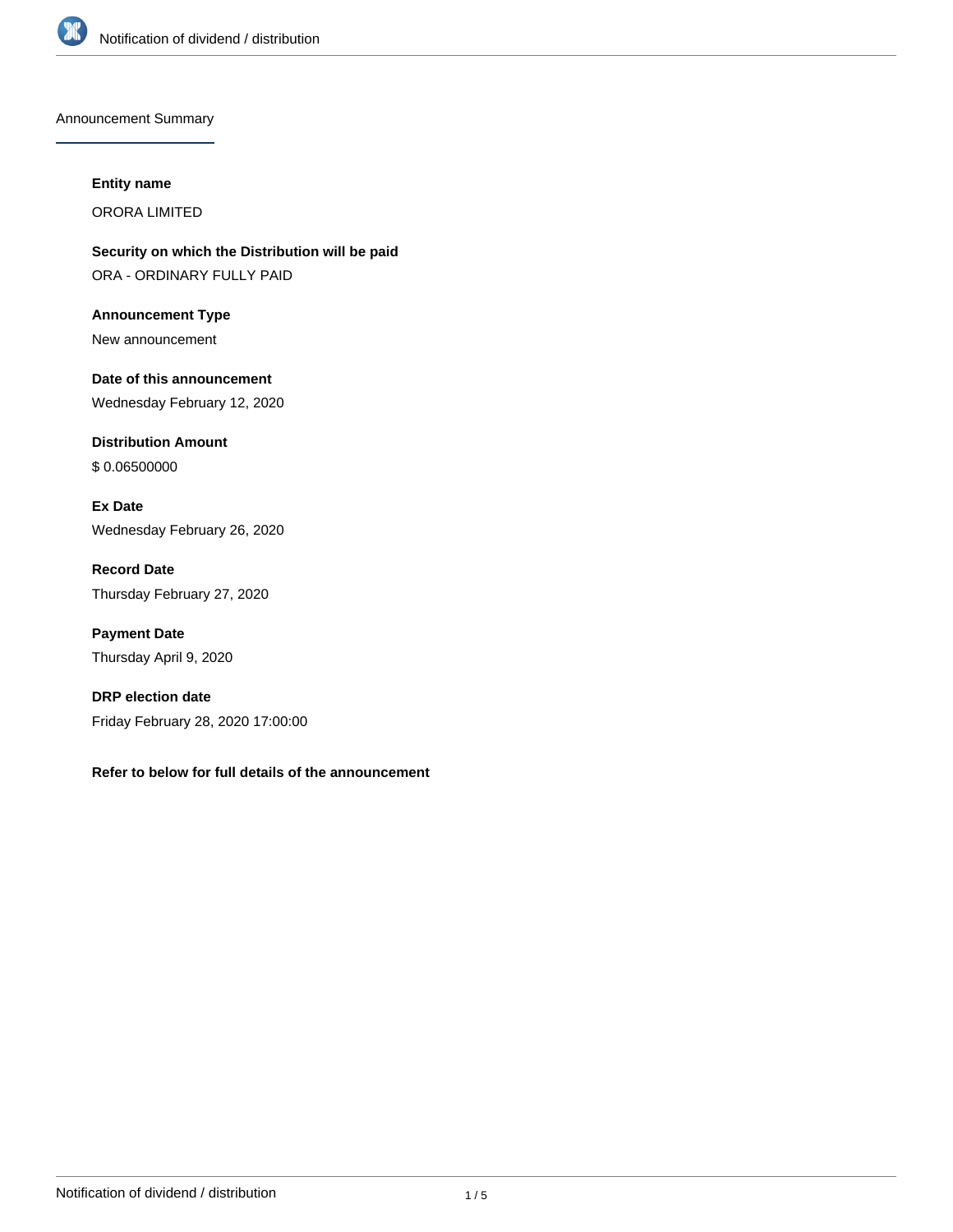## Announcement Summary

**Entity name**

ORORA LIMITED

**Security on which the Distribution will be paid**

ORA - ORDINARY FULLY PAID

**Announcement Type**

New announcement

**Date of this announcement**

Wednesday February 12, 2020

**Distribution Amount**

$ 0.06500000

**Ex Date**

Wednesday February 26, 2020

**Record Date**

Thursday February 27, 2020

**Payment Date**

Thursday April 9, 2020

**DRP election date**

Friday February 28, 2020 17:00:00

**Refer to below for full details of the announcement**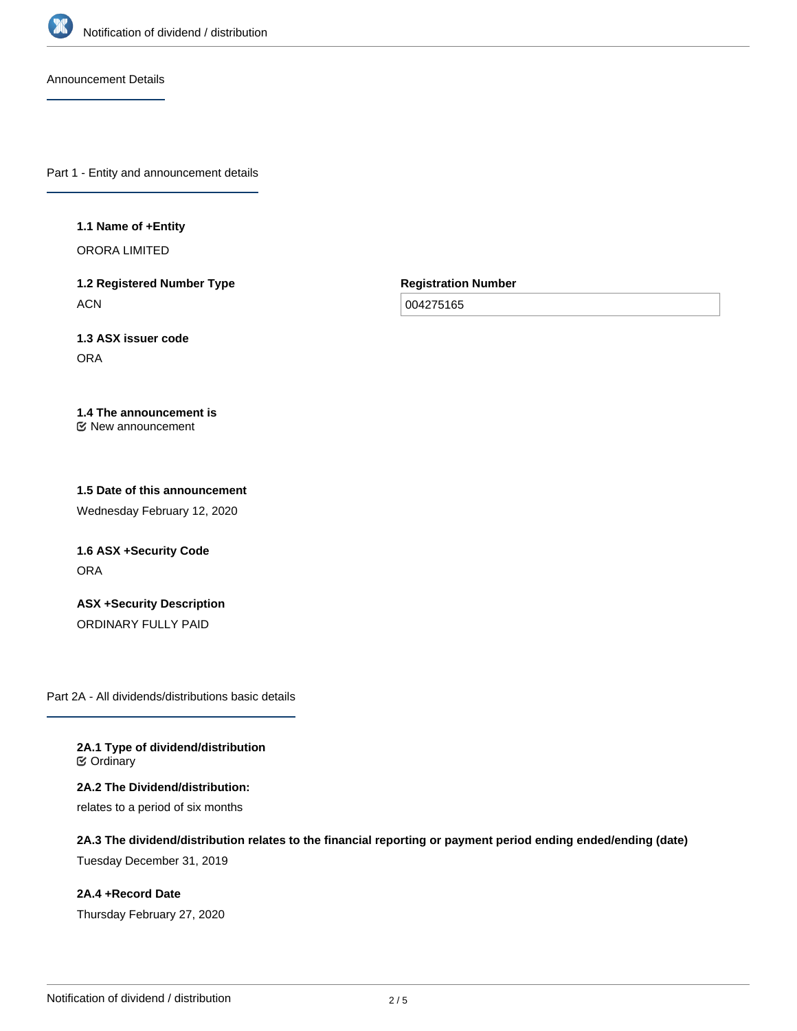## Announcement Details

### Part 1 - Entity and announcement details

**1.1 Name of +Entity**

ORORA LIMITED

**1.2 Registered Number Type**

ACN

**Registration Number**

004275165

**1.3 ASX issuer code**

ORA

**1.4 The announcement is**

New announcement

**1.5 Date of this announcement**

Wednesday February 12, 2020

**1.6 ASX +Security Code**

ORA

**ASX +Security Description**

ORDINARY FULLY PAID

### Part 2A - All dividends/distributions basic details

**2A.1 Type of dividend/distribution**

Ordinary

**2A.2 The Dividend/distribution:**

relates to a period of six months

**2A.3 The dividend/distribution relates to the financial reporting or payment period ending ended/ending (date)**

Tuesday December 31, 2019

**2A.4 +Record Date**

Thursday February 27, 2020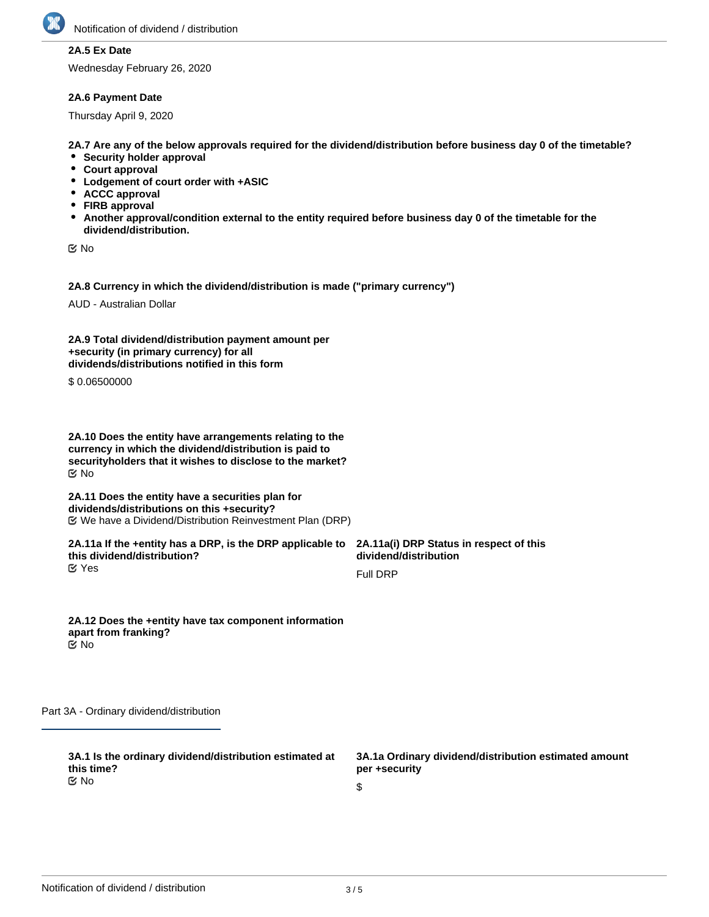**2A.5 Ex Date**

Wednesday February 26, 2020

**2A.6 Payment Date**

Thursday April 9, 2020

**2A.7 Are any of the below approvals required for the dividend/distribution before business day 0 of the timetable?**

- **Security holder approval**
- **Court approval**
- **Lodgement of court order with +ASIC**
- **ACCC approval**
- **FIRB approval**
- **Another approval/condition external to the entity required before business day 0 of the timetable for the dividend/distribution.**

☑ No

**2A.8 Currency in which the dividend/distribution is made ("primary currency")**

AUD - Australian Dollar

**2A.9 Total dividend/distribution payment amount per +security (in primary currency) for all dividends/distributions notified in this form**

$ 0.06500000

**2A.10 Does the entity have arrangements relating to the currency in which the dividend/distribution is paid to securityholders that it wishes to disclose to the market?**

☑ No

**2A.11 Does the entity have a securities plan for dividends/distributions on this +security?**

☑ We have a Dividend/Distribution Reinvestment Plan (DRP)

**2A.11a If the +entity has a DRP, is the DRP applicable to this dividend/distribution?**

☑ Yes

**2A.11a(i) DRP Status in respect of this dividend/distribution**

Full DRP

**2A.12 Does the +entity have tax component information apart from franking?**

☑ No

## Part 3A - Ordinary dividend/distribution

**3A.1 Is the ordinary dividend/distribution estimated at this time?**

☑ No

**3A.1a Ordinary dividend/distribution estimated amount per +security**

$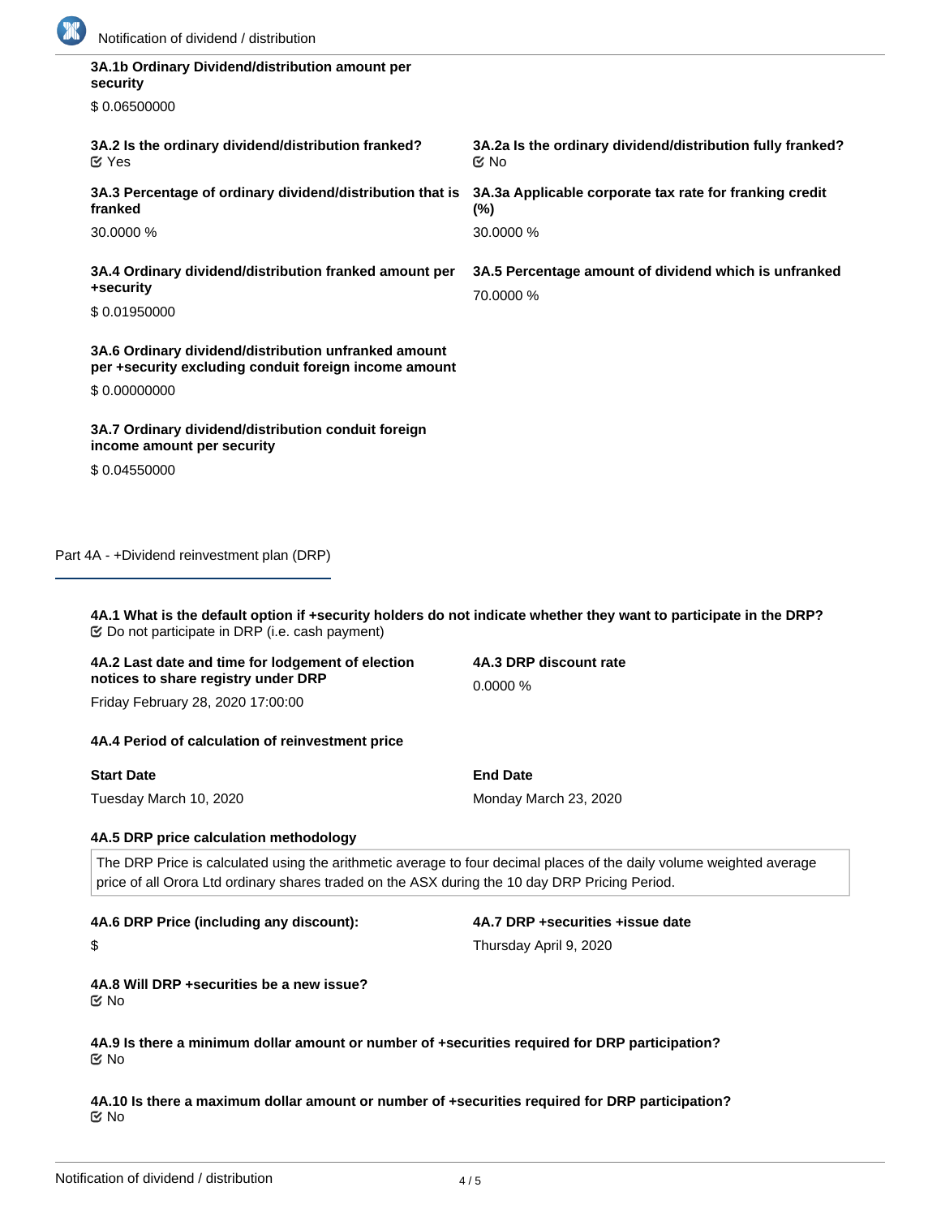**3A.1b Ordinary Dividend/distribution amount per security**

$ 0.06500000

**3A.2 Is the ordinary dividend/distribution franked?**
☑ Yes

**3A.2a Is the ordinary dividend/distribution fully franked?**
☑ No

**3A.3 Percentage of ordinary dividend/distribution that is franked**

30.0000 %

**3A.3a Applicable corporate tax rate for franking credit (%)**

30.0000 %

**3A.4 Ordinary dividend/distribution franked amount per +security**

$ 0.01950000

**3A.5 Percentage amount of dividend which is unfranked**

70.0000 %

**3A.6 Ordinary dividend/distribution unfranked amount per +security excluding conduit foreign income amount**

$ 0.00000000

**3A.7 Ordinary dividend/distribution conduit foreign income amount per security**

$ 0.04550000

## Part 4A - +Dividend reinvestment plan (DRP)

**4A.1 What is the default option if +security holders do not indicate whether they want to participate in the DRP?**
☑ Do not participate in DRP (i.e. cash payment)

**4A.2 Last date and time for lodgement of election notices to share registry under DRP**

Friday February 28, 2020 17:00:00

**4A.3 DRP discount rate**

0.0000 %

**4A.4 Period of calculation of reinvestment price**

**Start Date**

Tuesday March 10, 2020

**End Date**

Monday March 23, 2020

**4A.5 DRP price calculation methodology**

The DRP Price is calculated using the arithmetic average to four decimal places of the daily volume weighted average price of all Orora Ltd ordinary shares traded on the ASX during the 10 day DRP Pricing Period.

**4A.6 DRP Price (including any discount):**

$

**4A.7 DRP +securities +issue date**

Thursday April 9, 2020

**4A.8 Will DRP +securities be a new issue?**
☑ No

**4A.9 Is there a minimum dollar amount or number of +securities required for DRP participation?**
☑ No

**4A.10 Is there a maximum dollar amount or number of +securities required for DRP participation?**
☑ No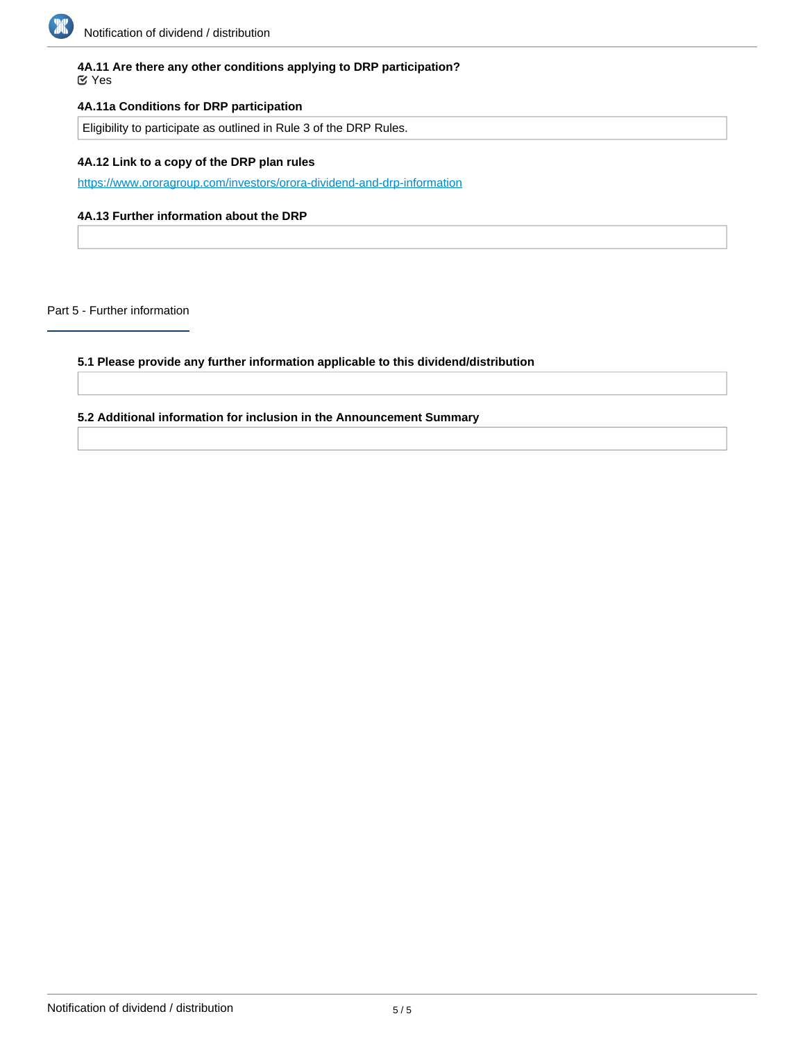**4A.11 Are there any other conditions applying to DRP participation?**

☑ Yes

**4A.11a Conditions for DRP participation**

Eligibility to participate as outlined in Rule 3 of the DRP Rules.

**4A.12 Link to a copy of the DRP plan rules**

https://www.ororagroup.com/investors/orora-dividend-and-drp-information

**4A.13 Further information about the DRP**

## Part 5 - Further information

**5.1 Please provide any further information applicable to this dividend/distribution**

**5.2 Additional information for inclusion in the Announcement Summary**